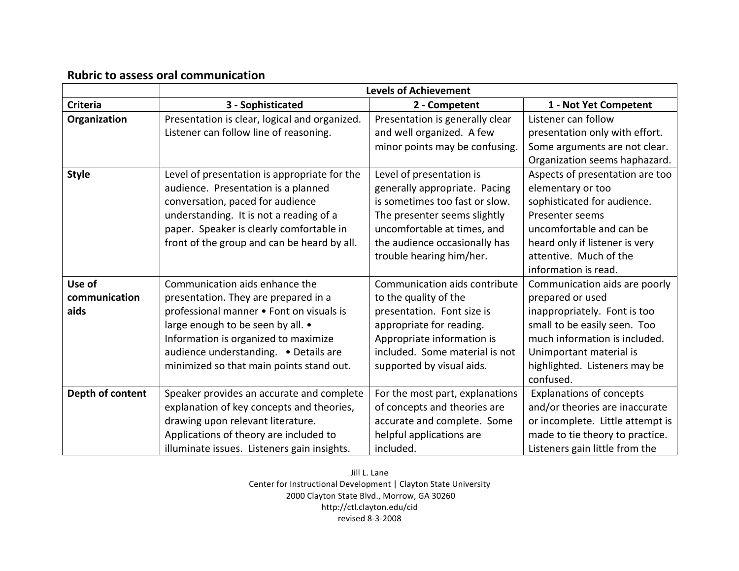## Rubric to assess oral communication

| | Levels of Achievement | | |
|---|---|---|---|
| **Criteria** | **3 - Sophisticated** | **2 - Competent** | **1 - Not Yet Competent** |
| **Organization** | Presentation is clear, logical and organized. Listener can follow line of reasoning. | Presentation is generally clear and well organized. A few minor points may be confusing. | Listener can follow presentation only with effort. Some arguments are not clear. Organization seems haphazard. |
| **Style** | Level of presentation is appropriate for the audience. Presentation is a planned conversation, paced for audience understanding. It is not a reading of a paper. Speaker is clearly comfortable in front of the group and can be heard by all. | Level of presentation is generally appropriate. Pacing is sometimes too fast or slow. The presenter seems slightly uncomfortable at times, and the audience occasionally has trouble hearing him/her. | Aspects of presentation are too elementary or too sophisticated for audience. Presenter seems uncomfortable and can be heard only if listener is very attentive. Much of the information is read. |
| **Use of communication aids** | Communication aids enhance the presentation. They are prepared in a professional manner • Font on visuals is large enough to be seen by all. • Information is organized to maximize audience understanding. • Details are minimized so that main points stand out. | Communication aids contribute to the quality of the presentation. Font size is appropriate for reading. Appropriate information is included. Some material is not supported by visual aids. | Communication aids are poorly prepared or used inappropriately. Font is too small to be easily seen. Too much information is included. Unimportant material is highlighted. Listeners may be confused. |
| **Depth of content** | Speaker provides an accurate and complete explanation of key concepts and theories, drawing upon relevant literature. Applications of theory are included to illuminate issues. Listeners gain insights. | For the most part, explanations of concepts and theories are accurate and complete. Some helpful applications are included. | Explanations of concepts and/or theories are inaccurate or incomplete. Little attempt is made to tie theory to practice. Listeners gain little from the |

Jill L. Lane
Center for Instructional Development | Clayton State University
2000 Clayton State Blvd., Morrow, GA 30260
http://ctl.clayton.edu/cid
revised 8-3-2008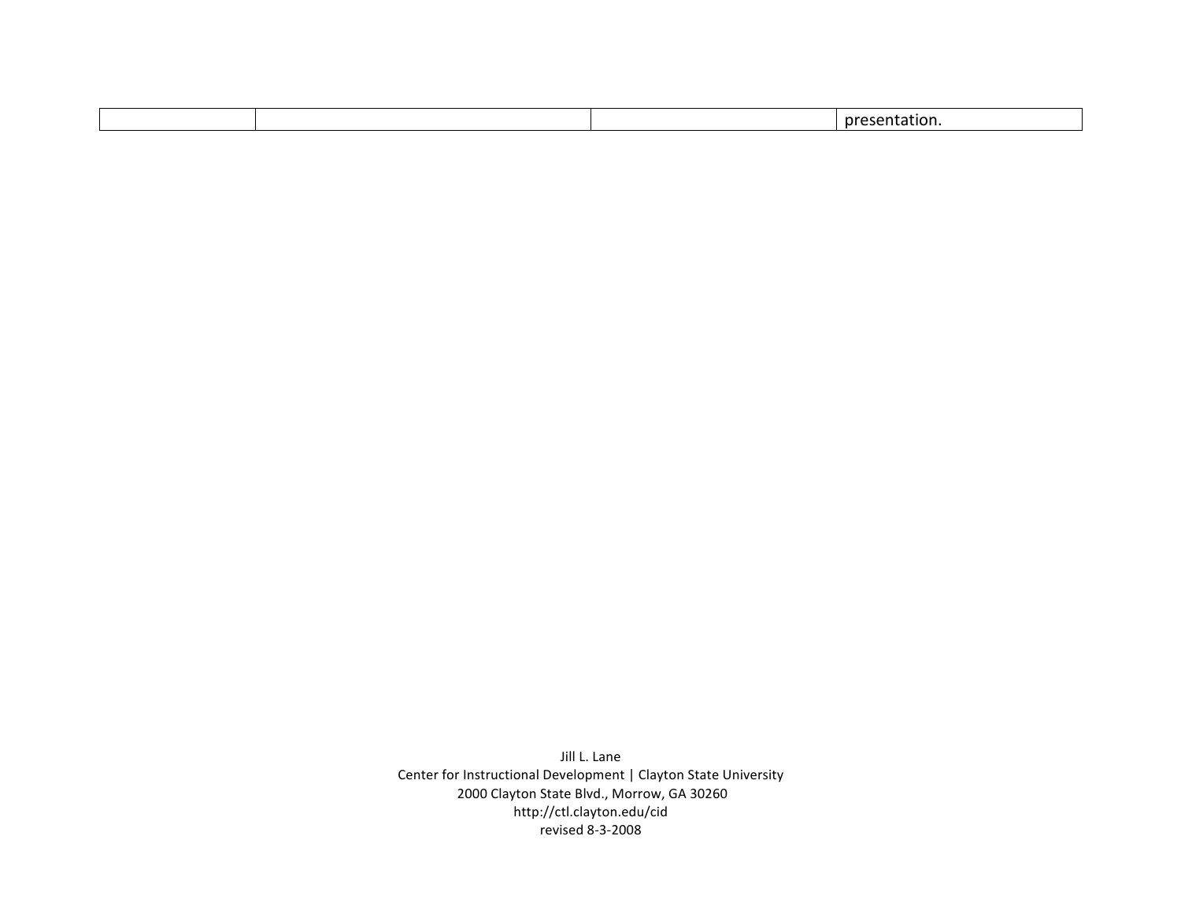| | | | |
|---|---|---|---|
| | | | presentation. |

Jill L. Lane
Center for Instructional Development | Clayton State University
2000 Clayton State Blvd., Morrow, GA 30260
http://ctl.clayton.edu/cid
revised 8-3-2008